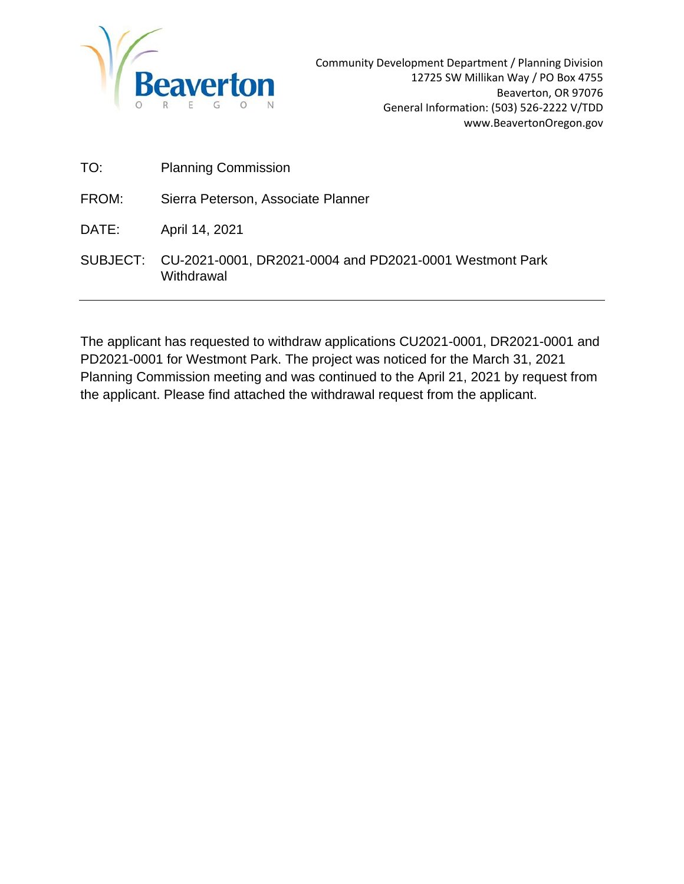Beaverton
OREGON

Community Development Department / Planning Division
12725 SW Millikan Way / PO Box 4755
Beaverton, OR 97076
General Information: (503) 526-2222 V/TDD
www.BeavertonOregon.gov

TO: Planning Commission

FROM: Sierra Peterson, Associate Planner

DATE: April 14, 2021

SUBJECT: CU-2021-0001, DR2021-0004 and PD2021-0001 Westmont Park Withdrawal

---

The applicant has requested to withdraw applications CU2021-0001, DR2021-0001 and PD2021-0001 for Westmont Park. The project was noticed for the March 31, 2021 Planning Commission meeting and was continued to the April 21, 2021 by request from the applicant. Please find attached the withdrawal request from the applicant.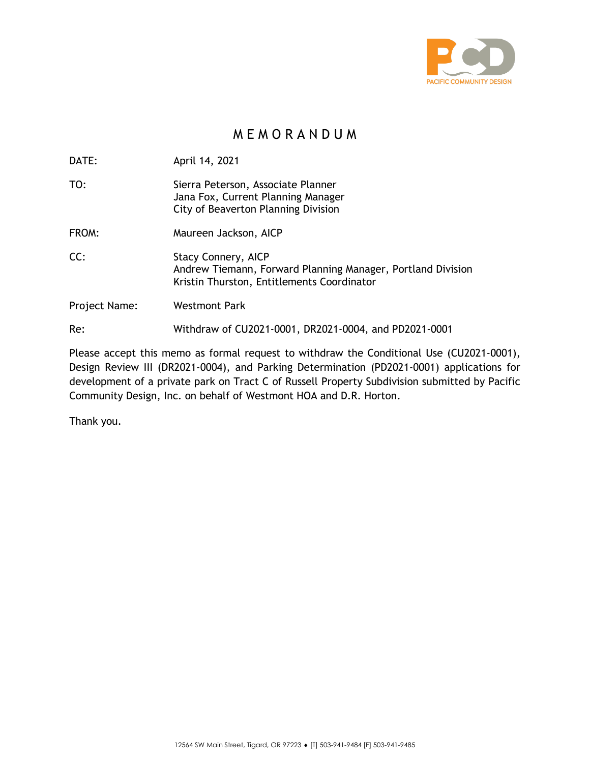PACIFIC COMMUNITY DESIGN

# MEMORANDUM

| | |
|---|---|
| DATE: | April 14, 2021 |
| TO: | Sierra Peterson, Associate Planner<br>Jana Fox, Current Planning Manager<br>City of Beaverton Planning Division |
| FROM: | Maureen Jackson, AICP |
| CC: | Stacy Connery, AICP<br>Andrew Tiemann, Forward Planning Manager, Portland Division<br>Kristin Thurston, Entitlements Coordinator |
| Project Name: | Westmont Park |
| Re: | Withdraw of CU2021-0001, DR2021-0004, and PD2021-0001 |

Please accept this memo as formal request to withdraw the Conditional Use (CU2021-0001), Design Review III (DR2021-0004), and Parking Determination (PD2021-0001) applications for development of a private park on Tract C of Russell Property Subdivision submitted by Pacific Community Design, Inc. on behalf of Westmont HOA and D.R. Horton.

Thank you.

12564 SW Main Street, Tigard, OR 97223 ♦ [T] 503-941-9484 [F] 503-941-9485